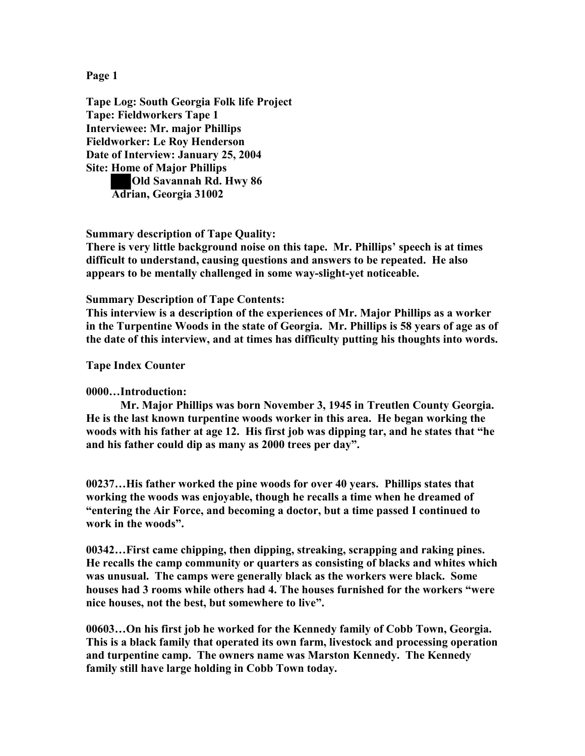Page 1

**Tape Log: South Georgia Folk life Project**
**Tape: Fieldworkers Tape 1**
**Interviewee: Mr. major Phillips**
**Fieldworker: Le Roy Henderson**
**Date of Interview: January 25, 2004**
**Site: Home of Major Phillips**
**██ Old Savannah Rd. Hwy 86**
**Adrian, Georgia 31002**

**Summary description of Tape Quality:**
**There is very little background noise on this tape. Mr. Phillips' speech is at times difficult to understand, causing questions and answers to be repeated. He also appears to be mentally challenged in some way-slight-yet noticeable.**

**Summary Description of Tape Contents:**
**This interview is a description of the experiences of Mr. Major Phillips as a worker in the Turpentine Woods in the state of Georgia. Mr. Phillips is 58 years of age as of the date of this interview, and at times has difficulty putting his thoughts into words.**

**Tape Index Counter**

**0000…Introduction:**
**Mr. Major Phillips was born November 3, 1945 in Treutlen County Georgia. He is the last known turpentine woods worker in this area. He began working the woods with his father at age 12. His first job was dipping tar, and he states that "he and his father could dip as many as 2000 trees per day".**

**00237…His father worked the pine woods for over 40 years. Phillips states that working the woods was enjoyable, though he recalls a time when he dreamed of "entering the Air Force, and becoming a doctor, but a time passed I continued to work in the woods".**

**00342…First came chipping, then dipping, streaking, scrapping and raking pines. He recalls the camp community or quarters as consisting of blacks and whites which was unusual. The camps were generally black as the workers were black. Some houses had 3 rooms while others had 4. The houses furnished for the workers "were nice houses, not the best, but somewhere to live".**

**00603…On his first job he worked for the Kennedy family of Cobb Town, Georgia. This is a black family that operated its own farm, livestock and processing operation and turpentine camp. The owners name was Marston Kennedy. The Kennedy family still have large holding in Cobb Town today.**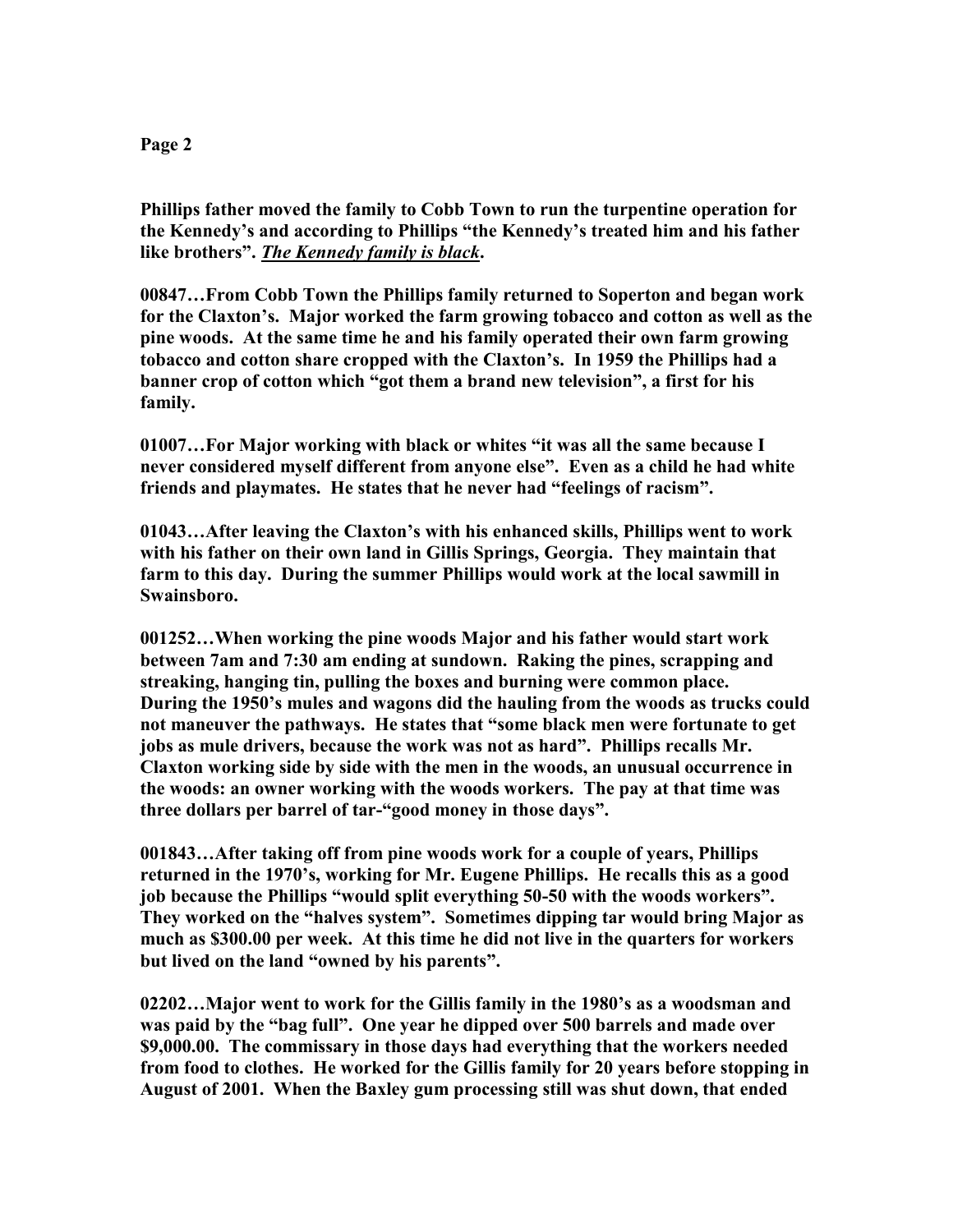**Phillips father moved the family to Cobb Town to run the turpentine operation for the Kennedy's and according to Phillips "the Kennedy's treated him and his father like brothers". *__The Kennedy family is black__*.**

**00847…From Cobb Town the Phillips family returned to Soperton and began work for the Claxton's. Major worked the farm growing tobacco and cotton as well as the pine woods. At the same time he and his family operated their own farm growing tobacco and cotton share cropped with the Claxton's. In 1959 the Phillips had a banner crop of cotton which "got them a brand new television", a first for his family.**

**01007…For Major working with black or whites "it was all the same because I never considered myself different from anyone else". Even as a child he had white friends and playmates. He states that he never had "feelings of racism".**

**01043…After leaving the Claxton's with his enhanced skills, Phillips went to work with his father on their own land in Gillis Springs, Georgia. They maintain that farm to this day. During the summer Phillips would work at the local sawmill in Swainsboro.**

**001252…When working the pine woods Major and his father would start work between 7am and 7:30 am ending at sundown. Raking the pines, scrapping and streaking, hanging tin, pulling the boxes and burning were common place. During the 1950's mules and wagons did the hauling from the woods as trucks could not maneuver the pathways. He states that "some black men were fortunate to get jobs as mule drivers, because the work was not as hard". Phillips recalls Mr. Claxton working side by side with the men in the woods, an unusual occurrence in the woods: an owner working with the woods workers. The pay at that time was three dollars per barrel of tar-"good money in those days".**

**001843…After taking off from pine woods work for a couple of years, Phillips returned in the 1970's, working for Mr. Eugene Phillips. He recalls this as a good job because the Phillips "would split everything 50-50 with the woods workers". They worked on the "halves system". Sometimes dipping tar would bring Major as much as $300.00 per week. At this time he did not live in the quarters for workers but lived on the land "owned by his parents".**

**02202…Major went to work for the Gillis family in the 1980's as a woodsman and was paid by the "bag full". One year he dipped over 500 barrels and made over $9,000.00. The commissary in those days had everything that the workers needed from food to clothes. He worked for the Gillis family for 20 years before stopping in August of 2001. When the Baxley gum processing still was shut down, that ended**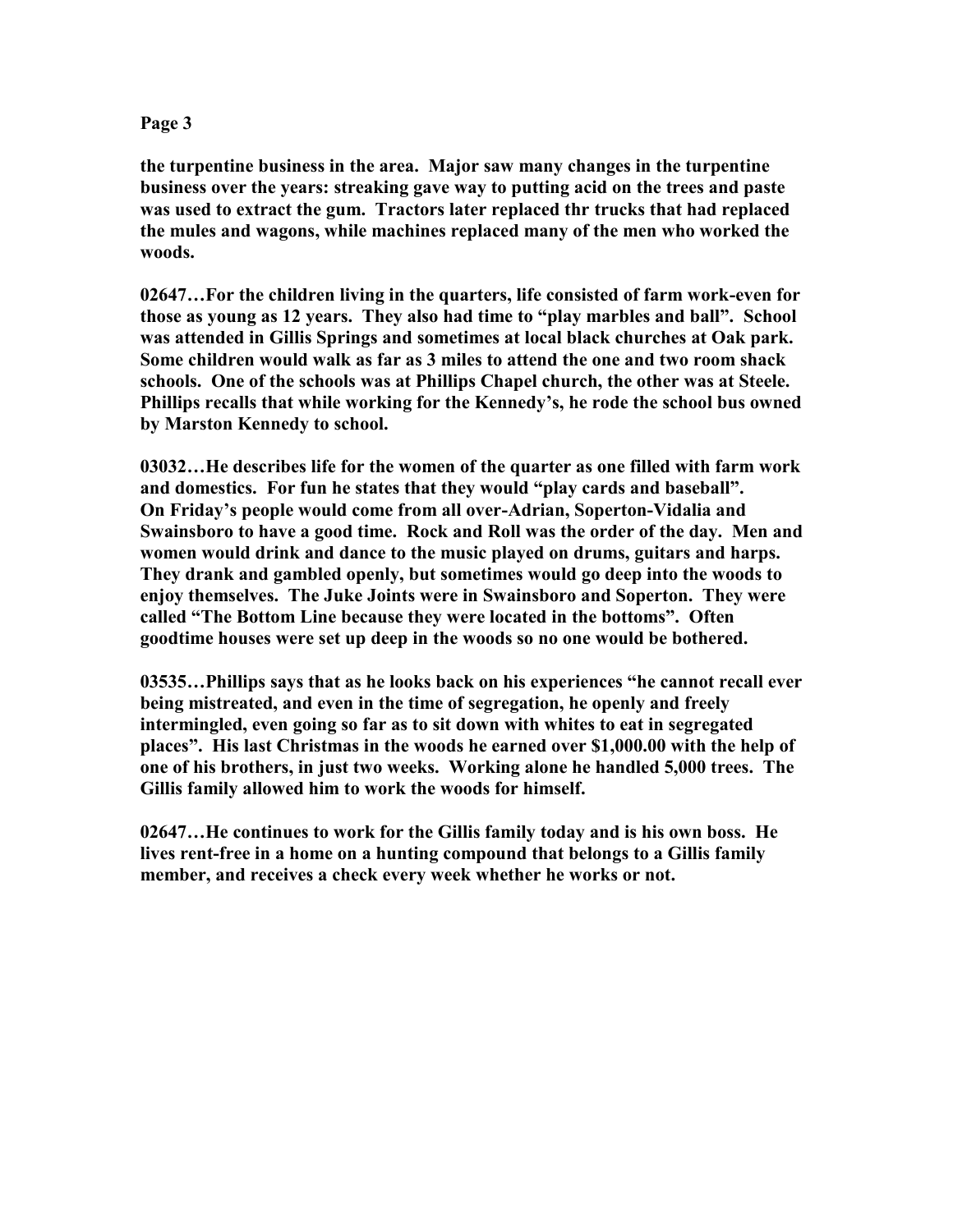**the turpentine business in the area. Major saw many changes in the turpentine business over the years: streaking gave way to putting acid on the trees and paste was used to extract the gum. Tractors later replaced thr trucks that had replaced the mules and wagons, while machines replaced many of the men who worked the woods.**

**02647…For the children living in the quarters, life consisted of farm work-even for those as young as 12 years. They also had time to "play marbles and ball". School was attended in Gillis Springs and sometimes at local black churches at Oak park. Some children would walk as far as 3 miles to attend the one and two room shack schools. One of the schools was at Phillips Chapel church, the other was at Steele. Phillips recalls that while working for the Kennedy's, he rode the school bus owned by Marston Kennedy to school.**

**03032…He describes life for the women of the quarter as one filled with farm work and domestics. For fun he states that they would "play cards and baseball". On Friday's people would come from all over-Adrian, Soperton-Vidalia and Swainsboro to have a good time. Rock and Roll was the order of the day. Men and women would drink and dance to the music played on drums, guitars and harps. They drank and gambled openly, but sometimes would go deep into the woods to enjoy themselves. The Juke Joints were in Swainsboro and Soperton. They were called "The Bottom Line because they were located in the bottoms". Often goodtime houses were set up deep in the woods so no one would be bothered.**

**03535…Phillips says that as he looks back on his experiences "he cannot recall ever being mistreated, and even in the time of segregation, he openly and freely intermingled, even going so far as to sit down with whites to eat in segregated places". His last Christmas in the woods he earned over $1,000.00 with the help of one of his brothers, in just two weeks. Working alone he handled 5,000 trees. The Gillis family allowed him to work the woods for himself.**

**02647…He continues to work for the Gillis family today and is his own boss. He lives rent-free in a home on a hunting compound that belongs to a Gillis family member, and receives a check every week whether he works or not.**